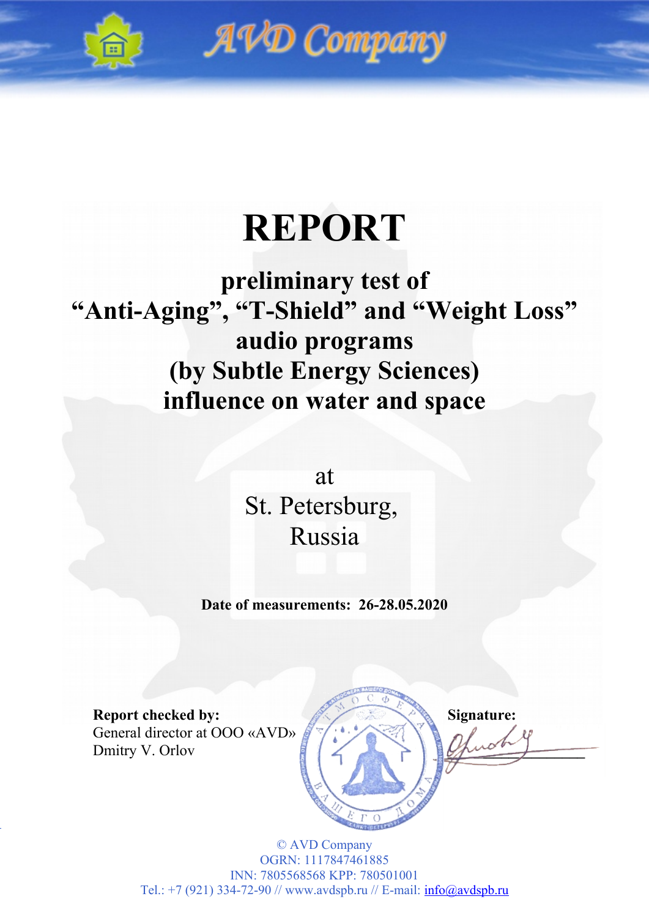AVD Company

# REPORT

## preliminary test of “Anti-Aging”, “T-Shield” and “Weight Loss” audio programs (by Subtle Energy Sciences) influence on water and space

at
St. Petersburg,
Russia

**Date of measurements: 26-28.05.2020**

**Report checked by:**
General director at OOO «AVD»
Dmitry V. Orlov

**Signature:**

© AVD Company
OGRN: 1117847461885
INN: 7805568568 KPP: 780501001
Tel.: +7 (921) 334-72-90 // www.avdspb.ru // E-mail: info@avdspb.ru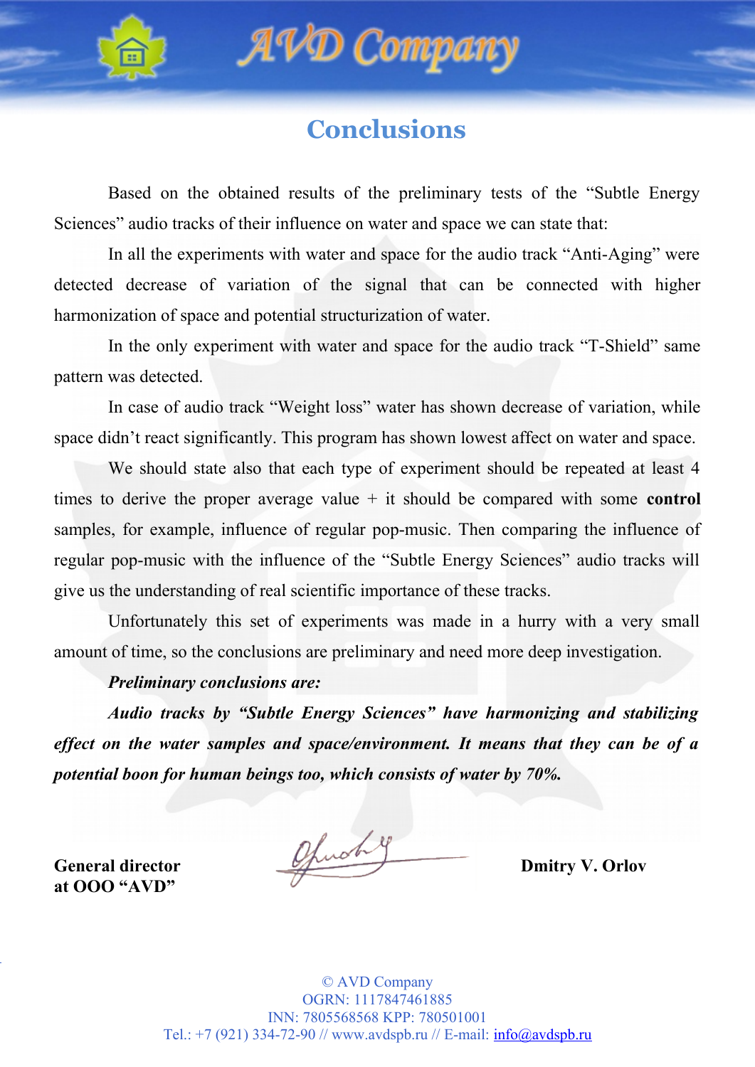# Conclusions

Based on the obtained results of the preliminary tests of the “Subtle Energy Sciences” audio tracks of their influence on water and space we can state that:

In all the experiments with water and space for the audio track “Anti-Aging” were detected decrease of variation of the signal that can be connected with higher harmonization of space and potential structurization of water.

In the only experiment with water and space for the audio track “T-Shield” same pattern was detected.

In case of audio track “Weight loss” water has shown decrease of variation, while space didn’t react significantly. This program has shown lowest affect on water and space.

We should state also that each type of experiment should be repeated at least 4 times to derive the proper average value + it should be compared with some **control** samples, for example, influence of regular pop-music. Then comparing the influence of regular pop-music with the influence of the “Subtle Energy Sciences” audio tracks will give us the understanding of real scientific importance of these tracks.

Unfortunately this set of experiments was made in a hurry with a very small amount of time, so the conclusions are preliminary and need more deep investigation.

***Preliminary conclusions are:***

***Audio tracks by “Subtle Energy Sciences” have harmonizing and stabilizing effect on the water samples and space/environment. It means that they can be of a potential boon for human beings too, which consists of water by 70%.***

**General director at OOO “AVD”** **Dmitry V. Orlov**

© AVD Company
OGRN: 1117847461885
INN: 7805568568 KPP: 780501001
Tel.: +7 (921) 334-72-90 // www.avdspb.ru // E-mail: info@avdspb.ru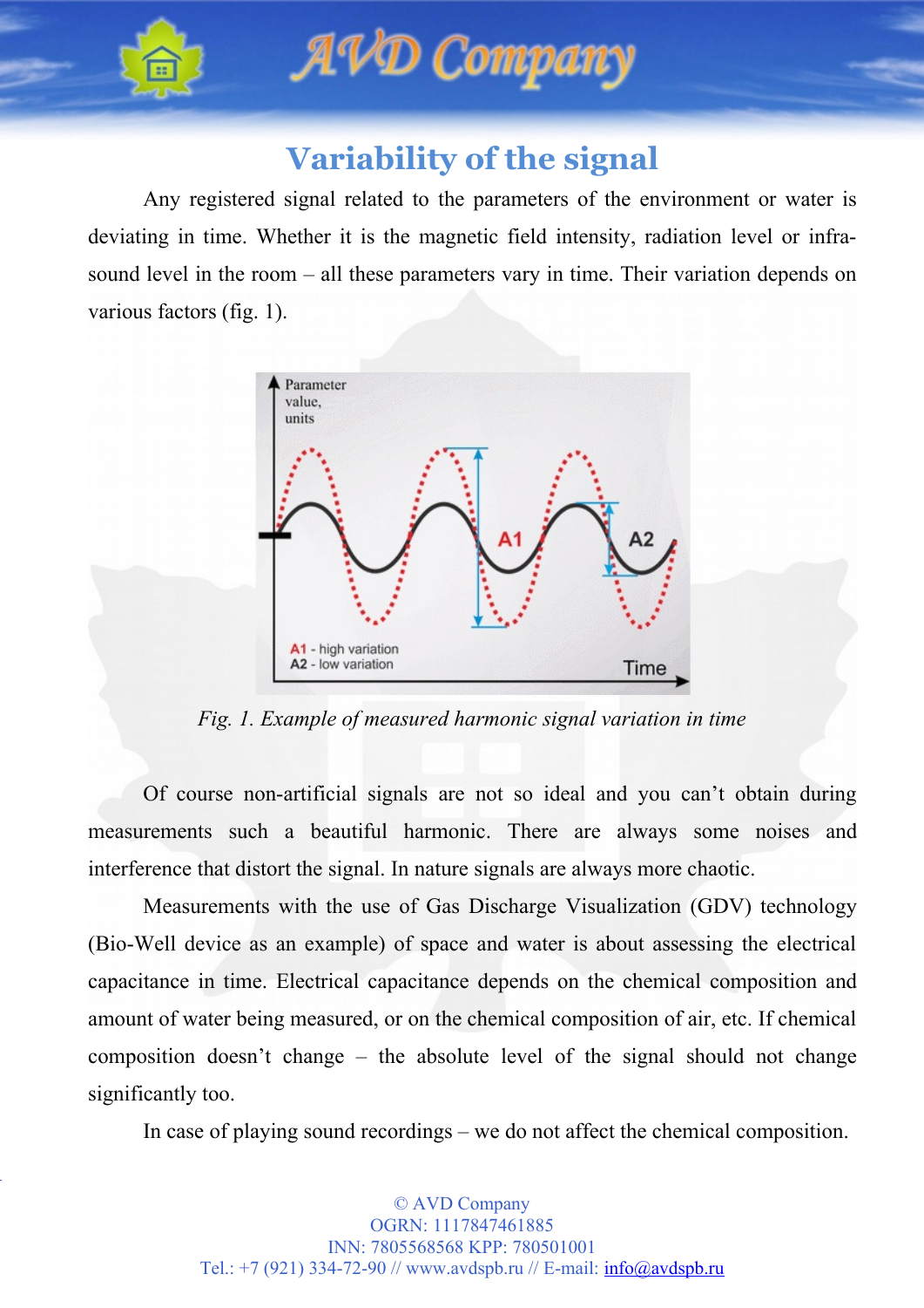# Variability of the signal

Any registered signal related to the parameters of the environment or water is deviating in time. Whether it is the magnetic field intensity, radiation level or infra-sound level in the room – all these parameters vary in time. Their variation depends on various factors (fig. 1).

*Fig. 1. Example of measured harmonic signal variation in time*

Of course non-artificial signals are not so ideal and you can't obtain during measurements such a beautiful harmonic. There are always some noises and interference that distort the signal. In nature signals are always more chaotic.

Measurements with the use of Gas Discharge Visualization (GDV) technology (Bio-Well device as an example) of space and water is about assessing the electrical capacitance in time. Electrical capacitance depends on the chemical composition and amount of water being measured, or on the chemical composition of air, etc. If chemical composition doesn't change – the absolute level of the signal should not change significantly too.

In case of playing sound recordings – we do not affect the chemical composition.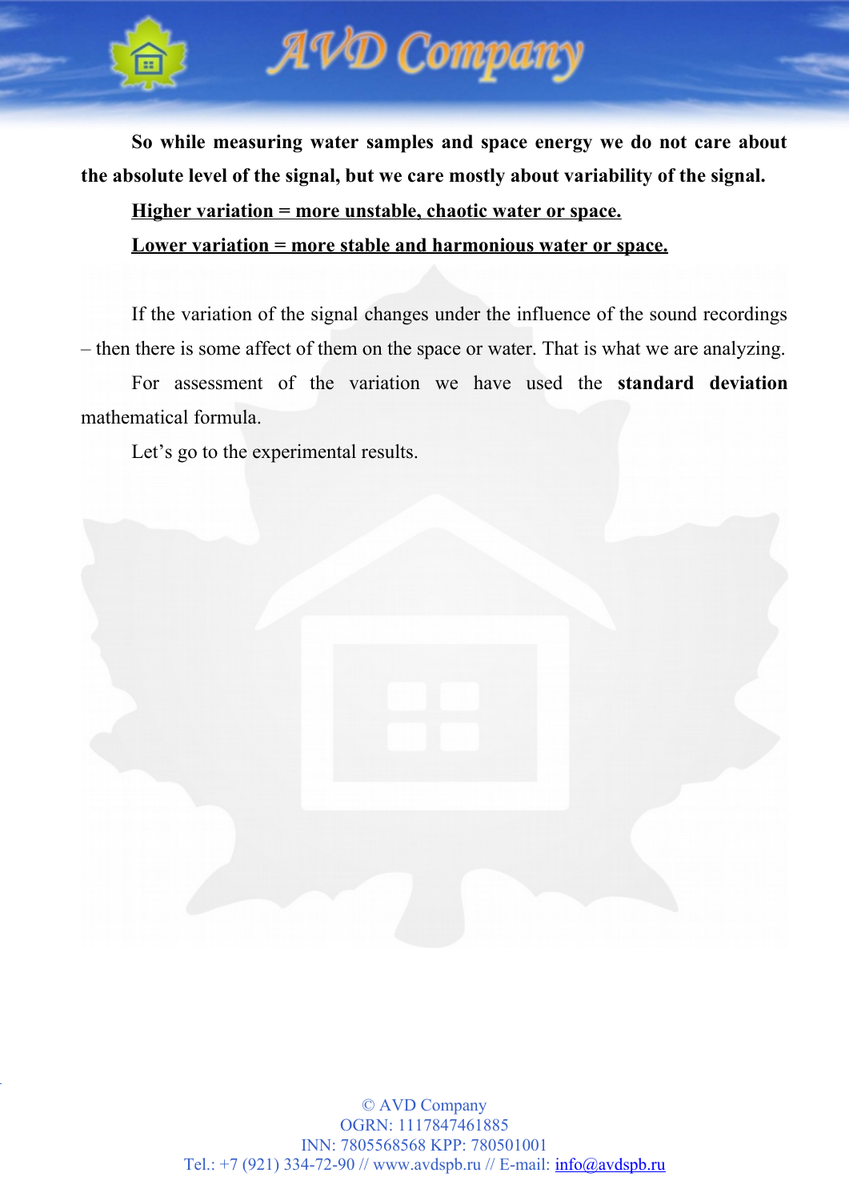**So while measuring water samples and space energy we do not care about the absolute level of the signal, but we care mostly about variability of the signal.**

**<u>Higher variation = more unstable, chaotic water or space.</u>**

**<u>Lower variation = more stable and harmonious water or space.</u>**

If the variation of the signal changes under the influence of the sound recordings – then there is some affect of them on the space or water. That is what we are analyzing.

For assessment of the variation we have used the **standard deviation** mathematical formula.

Let's go to the experimental results.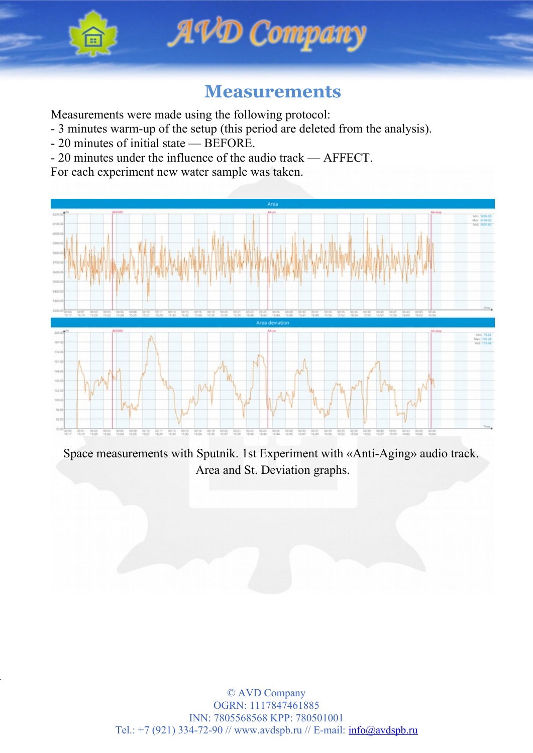# Measurements

Measurements were made using the following protocol:
- 3 minutes warm-up of the setup (this period are deleted from the analysis).
- 20 minutes of initial state — BEFORE.
- 20 minutes under the influence of the audio track — AFFECT.

For each experiment new water sample was taken.

Space measurements with Sputnik. 1st Experiment with «Anti-Aging» audio track. Area and St. Deviation graphs.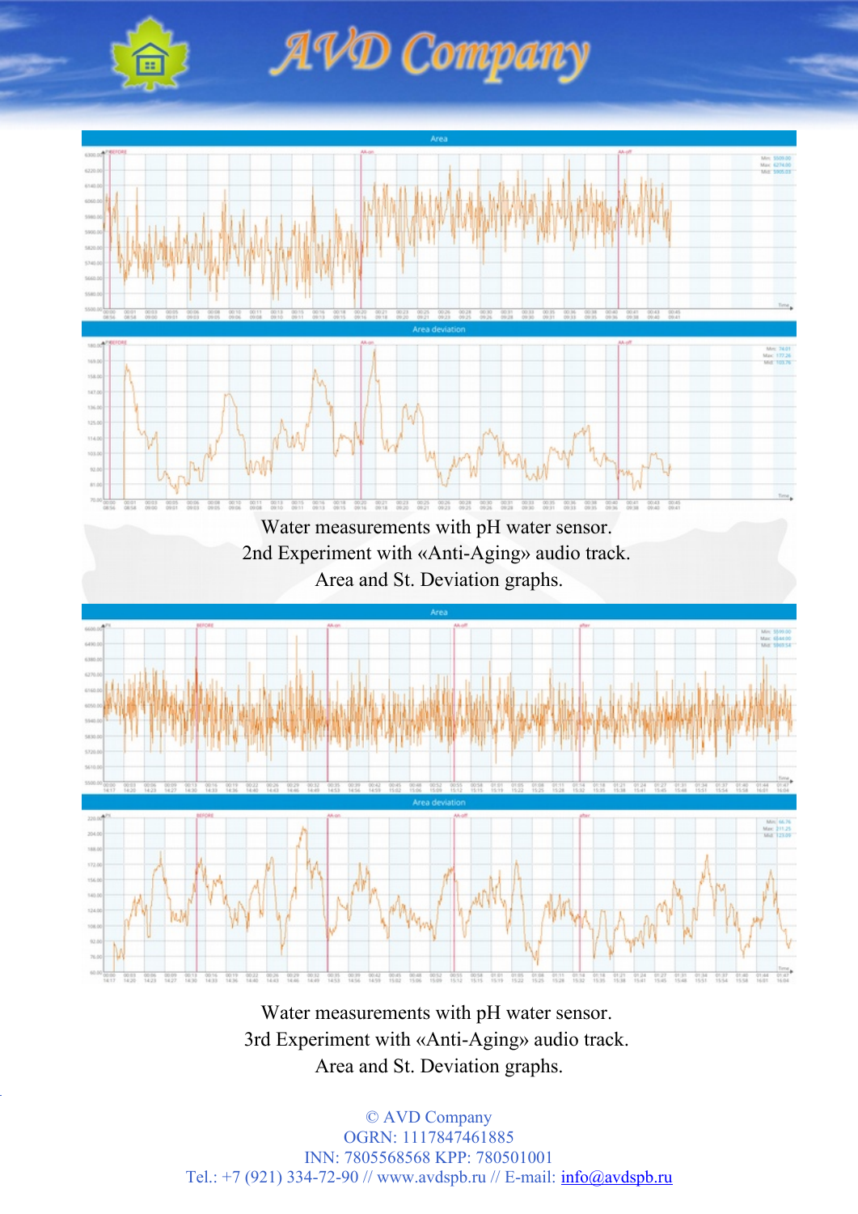Water measurements with pH water sensor.
2nd Experiment with «Anti-Aging» audio track.
Area and St. Deviation graphs.

Water measurements with pH water sensor.
3rd Experiment with «Anti-Aging» audio track.
Area and St. Deviation graphs.

© AVD Company
OGRN: 1117847461885
INN: 7805568568 KPP: 780501001
Tel.: +7 (921) 334-72-90 // www.avdspb.ru // E-mail: info@avdspb.ru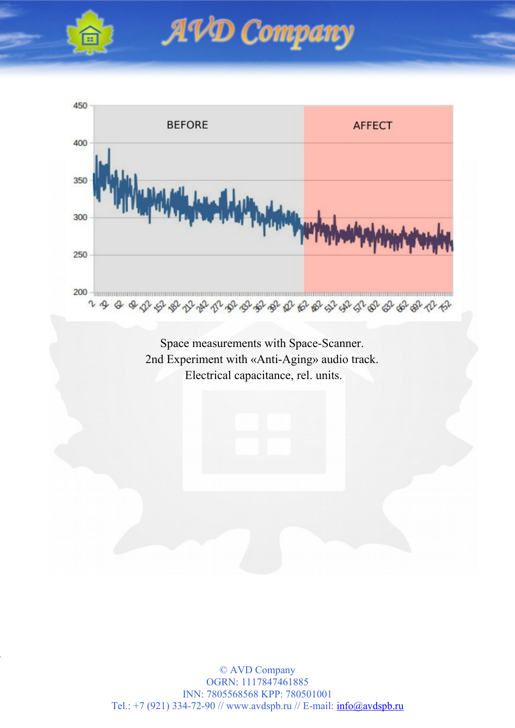Space measurements with Space-Scanner.
2nd Experiment with «Anti-Aging» audio track.
Electrical capacitance, rel. units.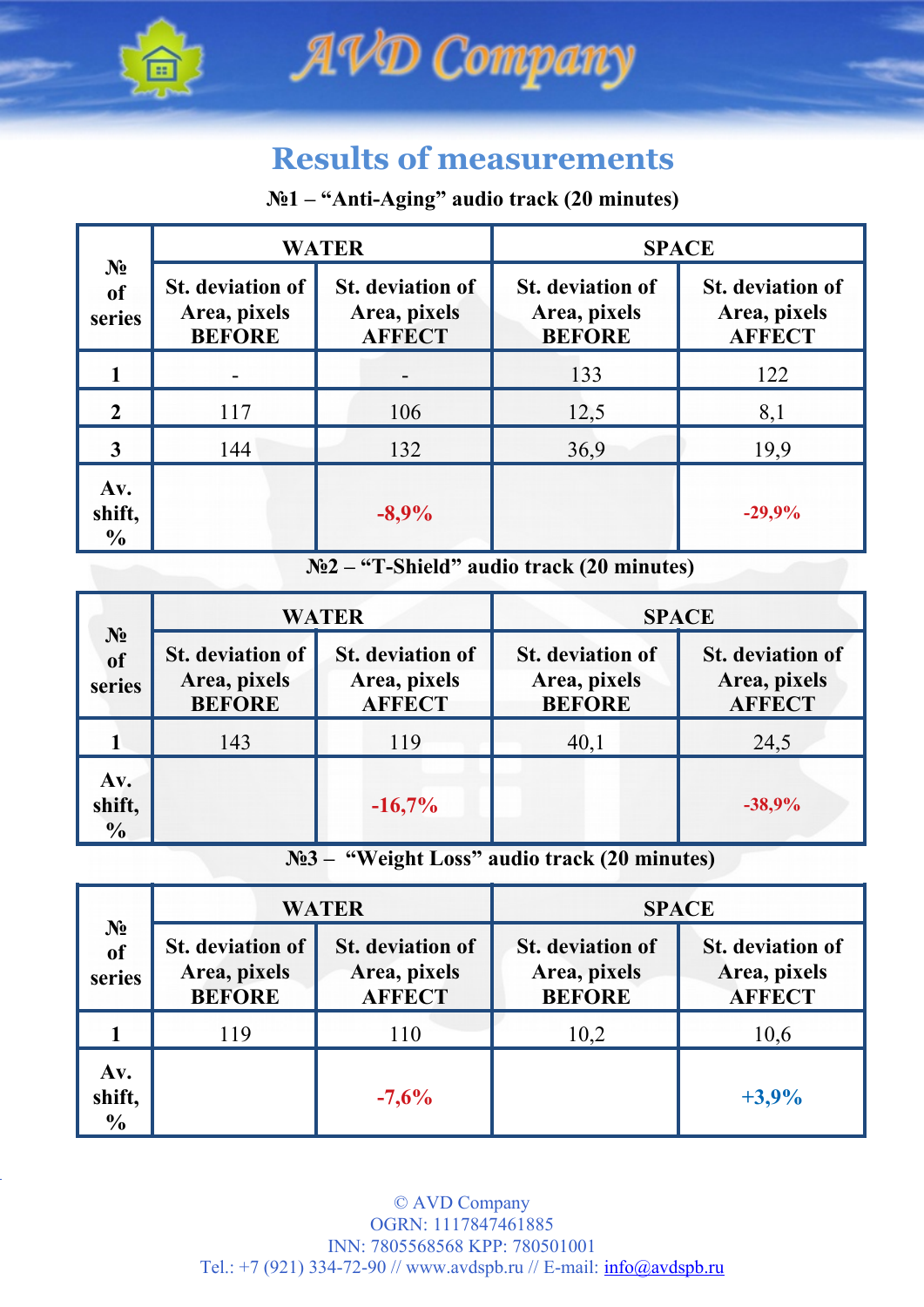# Results of measurements

**№1 – "Anti-Aging" audio track (20 minutes)**

| № of series | WATER | | SPACE | |
|---|---|---|---|---|
| | St. deviation of Area, pixels BEFORE | St. deviation of Area, pixels AFFECT | St. deviation of Area, pixels BEFORE | St. deviation of Area, pixels AFFECT |
| 1 | - | - | 133 | 122 |
| 2 | 117 | 106 | 12,5 | 8,1 |
| 3 | 144 | 132 | 36,9 | 19,9 |
| Av. shift, % | | -8,9% | | -29,9% |

**№2 – "T-Shield" audio track (20 minutes)**

| № of series | WATER | | SPACE | |
|---|---|---|---|---|
| | St. deviation of Area, pixels BEFORE | St. deviation of Area, pixels AFFECT | St. deviation of Area, pixels BEFORE | St. deviation of Area, pixels AFFECT |
| 1 | 143 | 119 | 40,1 | 24,5 |
| Av. shift, % | | -16,7% | | -38,9% |

**№3 – "Weight Loss" audio track (20 minutes)**

| № of series | WATER | | SPACE | |
|---|---|---|---|---|
| | St. deviation of Area, pixels BEFORE | St. deviation of Area, pixels AFFECT | St. deviation of Area, pixels BEFORE | St. deviation of Area, pixels AFFECT |
| 1 | 119 | 110 | 10,2 | 10,6 |
| Av. shift, % | | -7,6% | | +3,9% |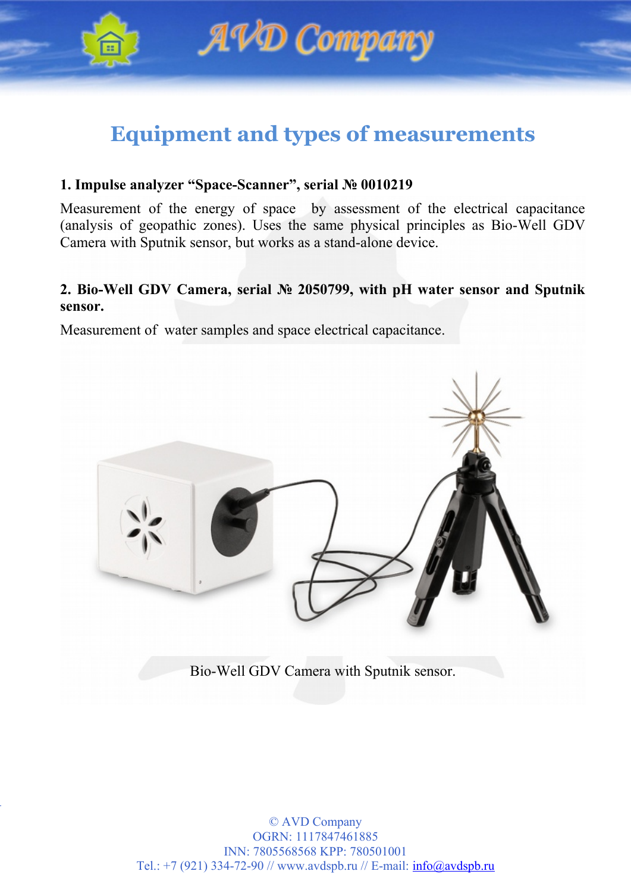## Equipment and types of measurements

**1. Impulse analyzer "Space-Scanner", serial № 0010219**

Measurement of the energy of space by assessment of the electrical capacitance (analysis of geopathic zones). Uses the same physical principles as Bio-Well GDV Camera with Sputnik sensor, but works as a stand-alone device.

**2. Bio-Well GDV Camera, serial № 2050799, with pH water sensor and Sputnik sensor.**

Measurement of water samples and space electrical capacitance.

Bio-Well GDV Camera with Sputnik sensor.